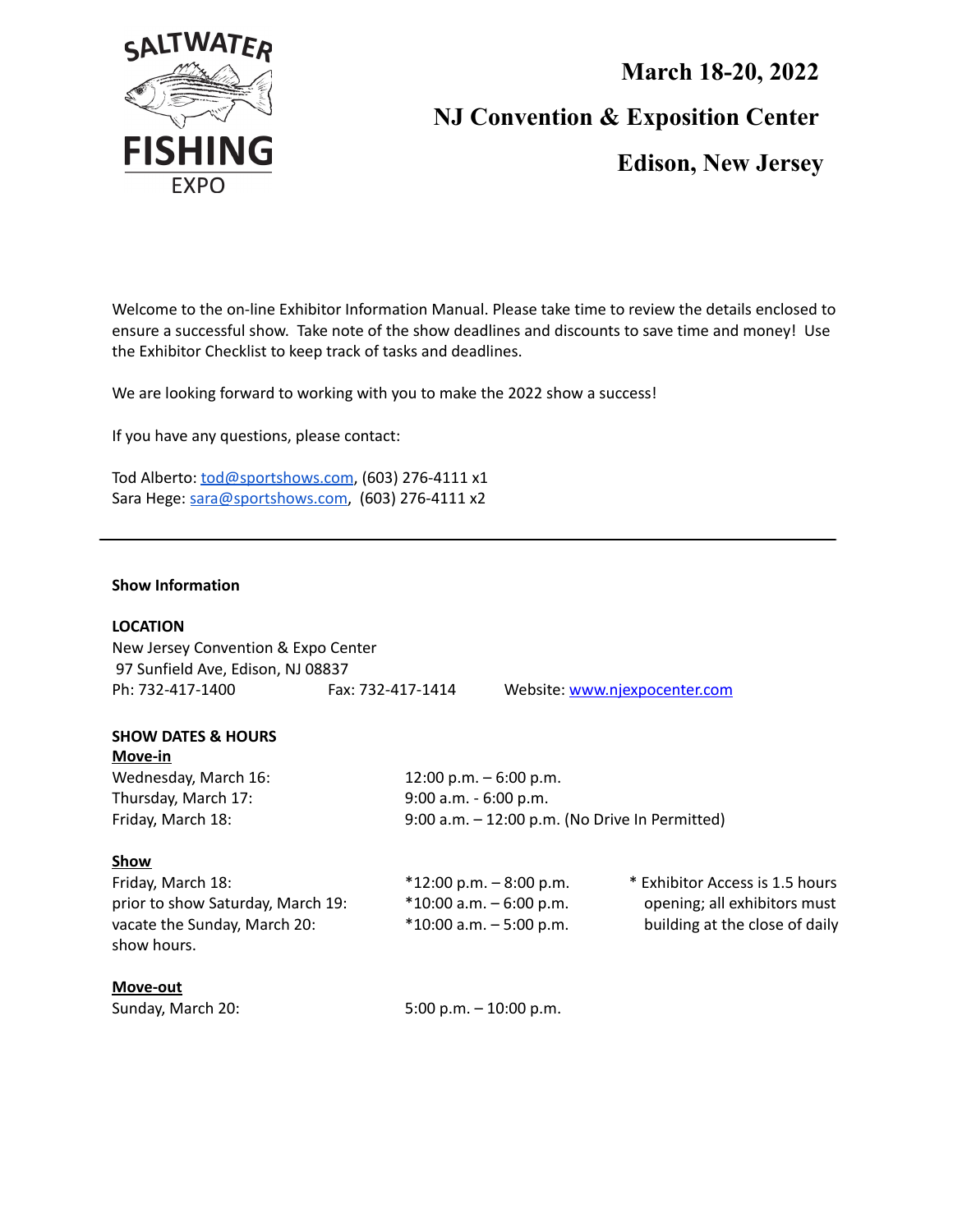SALTWATER FISHING EXPO

# March 18-20, 2022

# NJ Convention & Exposition Center

# Edison, New Jersey

Welcome to the on-line Exhibitor Information Manual. Please take time to review the details enclosed to ensure a successful show. Take note of the show deadlines and discounts to save time and money! Use the Exhibitor Checklist to keep track of tasks and deadlines.

We are looking forward to working with you to make the 2022 show a success!

If you have any questions, please contact:

Tod Alberto: tod@sportshows.com, (603) 276-4111 x1
Sara Hege: sara@sportshows.com, (603) 276-4111 x2

---

**Show Information**

**LOCATION**
New Jersey Convention & Expo Center
97 Sunfield Ave, Edison, NJ 08837
Ph: 732-417-1400 Fax: 732-417-1414 Website: www.njexpocenter.com

**SHOW DATES & HOURS**

**Move-in**

| | |
|---|---|
| Wednesday, March 16: | 12:00 p.m. – 6:00 p.m. |
| Thursday, March 17: | 9:00 a.m. - 6:00 p.m. |
| Friday, March 18: | 9:00 a.m. – 12:00 p.m. (No Drive In Permitted) |

**Show**

| | |
|---|---|
| Friday, March 18: | *12:00 p.m. – 8:00 p.m. |
| Saturday, March 19: | *10:00 a.m. – 6:00 p.m. |
| Sunday, March 20: | *10:00 a.m. – 5:00 p.m. |

* Exhibitor Access is 1.5 hours prior to show opening; all exhibitors must vacate the building at the close of daily show hours.

**Move-out**

| | |
|---|---|
| Sunday, March 20: | 5:00 p.m. – 10:00 p.m. |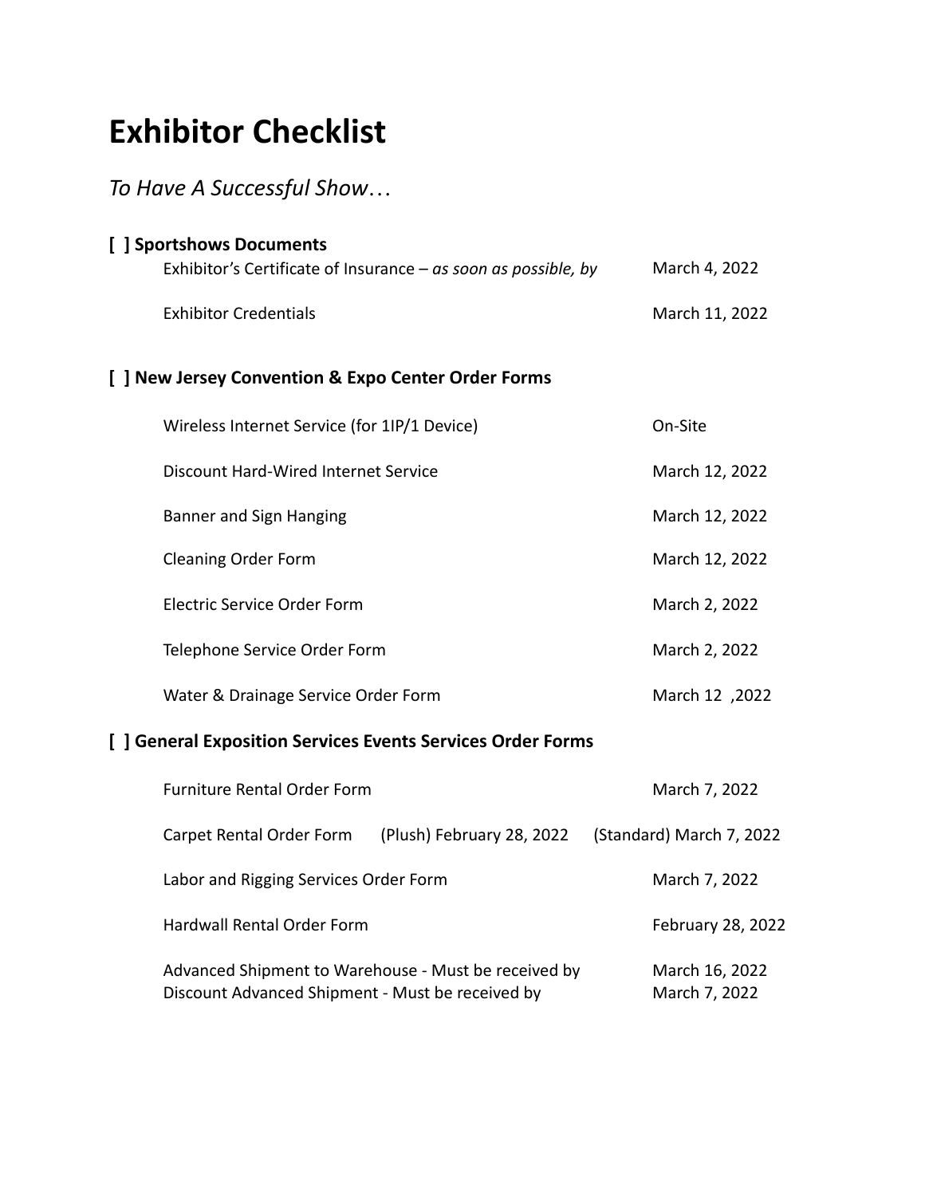# Exhibitor Checklist

*To Have A Successful Show…*

**[ ] Sportshows Documents**

| Item | Deadline |
| --- | --- |
| Exhibitor's Certificate of Insurance – *as soon as possible, by* | March 4, 2022 |
| Exhibitor Credentials | March 11, 2022 |

**[ ] New Jersey Convention & Expo Center Order Forms**

| Item | Deadline |
| --- | --- |
| Wireless Internet Service (for 1IP/1 Device) | On-Site |
| Discount Hard-Wired Internet Service | March 12, 2022 |
| Banner and Sign Hanging | March 12, 2022 |
| Cleaning Order Form | March 12, 2022 |
| Electric Service Order Form | March 2, 2022 |
| Telephone Service Order Form | March 2, 2022 |
| Water & Drainage Service Order Form | March 12 ,2022 |

**[ ] General Exposition Services Events Services Order Forms**

| Item | Deadline |
| --- | --- |
| Furniture Rental Order Form | March 7, 2022 |
| Carpet Rental Order Form | (Plush) February 28, 2022 (Standard) March 7, 2022 |
| Labor and Rigging Services Order Form | March 7, 2022 |
| Hardwall Rental Order Form | February 28, 2022 |
| Advanced Shipment to Warehouse - Must be received by | March 16, 2022 |
| Discount Advanced Shipment - Must be received by | March 7, 2022 |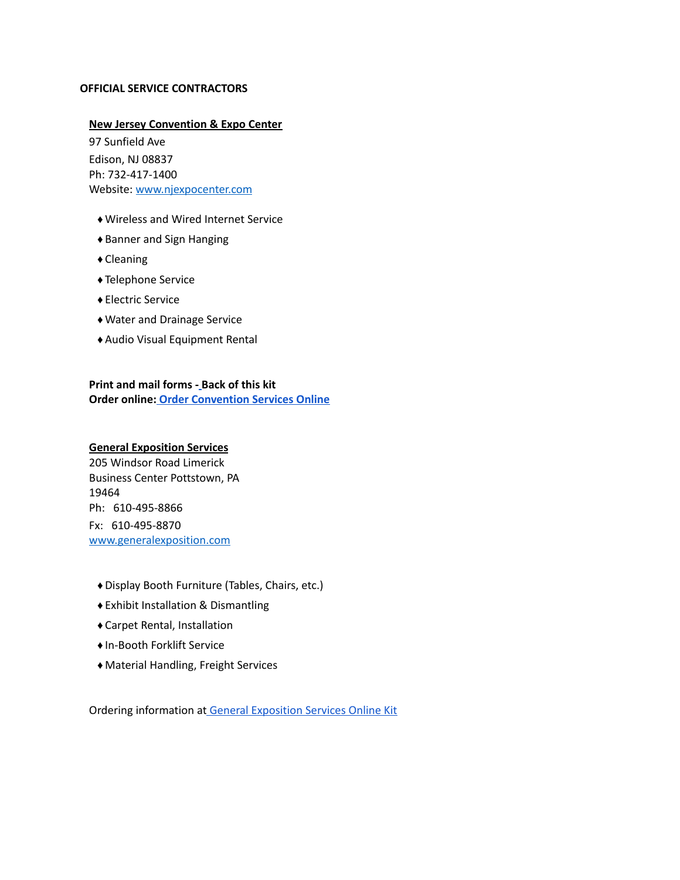**OFFICIAL SERVICE CONTRACTORS**

**New Jersey Convention & Expo Center**

97 Sunfield Ave
Edison, NJ 08837
Ph: 732-417-1400
Website: www.njexpocenter.com

- ♦ Wireless and Wired Internet Service
- ♦ Banner and Sign Hanging
- ♦ Cleaning
- ♦ Telephone Service
- ♦ Electric Service
- ♦ Water and Drainage Service
- ♦ Audio Visual Equipment Rental

**Print and mail forms - Back of this kit**
**Order online: Order Convention Services Online**

**General Exposition Services**

205 Windsor Road Limerick
Business Center Pottstown, PA
19464
Ph: 610-495-8866
Fx: 610-495-8870
www.generalexposition.com

- ♦ Display Booth Furniture (Tables, Chairs, etc.)
- ♦ Exhibit Installation & Dismantling
- ♦ Carpet Rental, Installation
- ♦ In-Booth Forklift Service
- ♦ Material Handling, Freight Services

Ordering information at General Exposition Services Online Kit